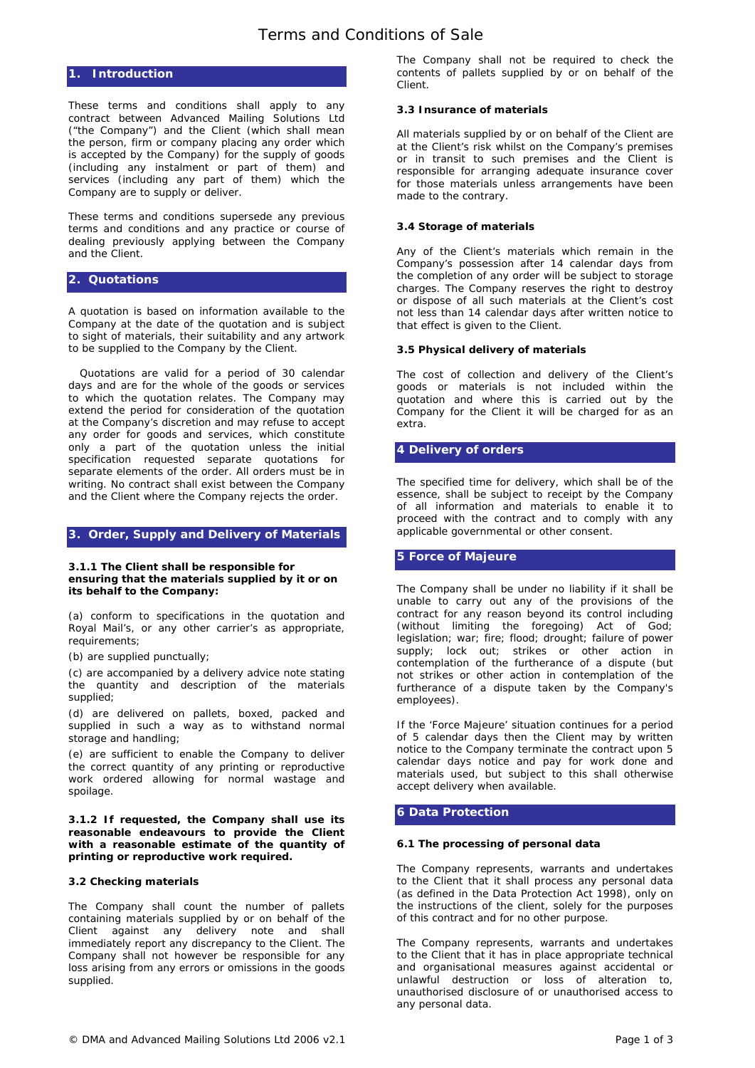# Terms and Conditions of Sale

## 1. Introduction

These terms and conditions shall apply to any contract between Advanced Mailing Solutions Ltd ("the Company") and the Client (which shall mean the person, firm or company placing any order which is accepted by the Company) for the supply of goods (including any instalment or part of them) and services (including any part of them) which the Company are to supply or deliver.

These terms and conditions supersede any previous terms and conditions and any practice or course of dealing previously applying between the Company and the Client.

## 2. Quotations

A quotation is based on information available to the Company at the date of the quotation and is subject to sight of materials, their suitability and any artwork to be supplied to the Company by the Client.

Quotations are valid for a period of 30 calendar days and are for the whole of the goods or services to which the quotation relates. The Company may extend the period for consideration of the quotation at the Company's discretion and may refuse to accept any order for goods and services, which constitute only a part of the quotation unless the initial specification requested separate quotations for separate elements of the order. All orders must be in writing. No contract shall exist between the Company and the Client where the Company rejects the order.

## 3. Order, Supply and Delivery of Materials

**3.1.1 The Client shall be responsible for ensuring that the materials supplied by it or on its behalf to the Company:**

(a) conform to specifications in the quotation and Royal Mail's, or any other carrier's as appropriate, requirements;

(b) are supplied punctually;

(c) are accompanied by a delivery advice note stating the quantity and description of the materials supplied;

(d) are delivered on pallets, boxed, packed and supplied in such a way as to withstand normal storage and handling;

(e) are sufficient to enable the Company to deliver the correct quantity of any printing or reproductive work ordered allowing for normal wastage and spoilage.

**3.1.2 If requested, the Company shall use its reasonable endeavours to provide the Client with a reasonable estimate of the quantity of printing or reproductive work required.**

### 3.2 Checking materials

The Company shall count the number of pallets containing materials supplied by or on behalf of the Client against any delivery note and shall immediately report any discrepancy to the Client. The Company shall not however be responsible for any loss arising from any errors or omissions in the goods supplied.

The Company shall not be required to check the contents of pallets supplied by or on behalf of the Client.

### 3.3 Insurance of materials

All materials supplied by or on behalf of the Client are at the Client's risk whilst on the Company's premises or in transit to such premises and the Client is responsible for arranging adequate insurance cover for those materials unless arrangements have been made to the contrary.

### 3.4 Storage of materials

Any of the Client's materials which remain in the Company's possession after 14 calendar days from the completion of any order will be subject to storage charges. The Company reserves the right to destroy or dispose of all such materials at the Client's cost not less than 14 calendar days after written notice to that effect is given to the Client.

### 3.5 Physical delivery of materials

The cost of collection and delivery of the Client's goods or materials is not included within the quotation and where this is carried out by the Company for the Client it will be charged for as an extra.

## 4 Delivery of orders

The specified time for delivery, which shall be of the essence, shall be subject to receipt by the Company of all information and materials to enable it to proceed with the contract and to comply with any applicable governmental or other consent.

## 5 Force of Majeure

The Company shall be under no liability if it shall be unable to carry out any of the provisions of the contract for any reason beyond its control including (without limiting the foregoing) Act of God; legislation; war; fire; flood; drought; failure of power supply; lock out; strikes or other action in contemplation of the furtherance of a dispute (but not strikes or other action in contemplation of the furtherance of a dispute taken by the Company's employees).

If the 'Force Majeure' situation continues for a period of 5 calendar days then the Client may by written notice to the Company terminate the contract upon 5 calendar days notice and pay for work done and materials used, but subject to this shall otherwise accept delivery when available.

## 6 Data Protection

### 6.1 The processing of personal data

The Company represents, warrants and undertakes to the Client that it shall process any personal data (as defined in the Data Protection Act 1998), only on the instructions of the client, solely for the purposes of this contract and for no other purpose.

The Company represents, warrants and undertakes to the Client that it has in place appropriate technical and organisational measures against accidental or unlawful destruction or loss of alteration to, unauthorised disclosure of or unauthorised access to any personal data.

© DMA and Advanced Mailing Solutions Ltd 2006 v2.1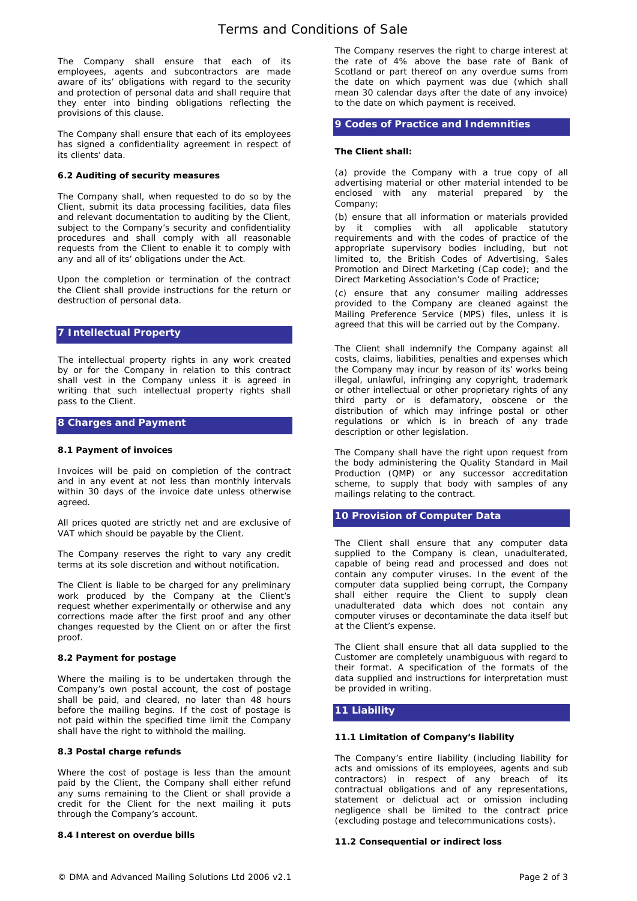The Company shall ensure that each of its employees, agents and subcontractors are made aware of its' obligations with regard to the security and protection of personal data and shall require that they enter into binding obligations reflecting the provisions of this clause.

The Company shall ensure that each of its employees has signed a confidentiality agreement in respect of its clients' data.

#### 6.2 Auditing of security measures

The Company shall, when requested to do so by the Client, submit its data processing facilities, data files and relevant documentation to auditing by the Client, subject to the Company's security and confidentiality procedures and shall comply with all reasonable requests from the Client to enable it to comply with any and all of its' obligations under the Act.

Upon the completion or termination of the contract the Client shall provide instructions for the return or destruction of personal data.

## 7 Intellectual Property

The intellectual property rights in any work created by or for the Company in relation to this contract shall vest in the Company unless it is agreed in writing that such intellectual property rights shall pass to the Client.

## 8 Charges and Payment

#### 8.1 Payment of invoices

Invoices will be paid on completion of the contract and in any event at not less than monthly intervals within 30 days of the invoice date unless otherwise agreed.

All prices quoted are strictly net and are exclusive of VAT which should be payable by the Client.

The Company reserves the right to vary any credit terms at its sole discretion and without notification.

The Client is liable to be charged for any preliminary work produced by the Company at the Client's request whether experimentally or otherwise and any corrections made after the first proof and any other changes requested by the Client on or after the first proof.

#### 8.2 Payment for postage

Where the mailing is to be undertaken through the Company's own postal account, the cost of postage shall be paid, and cleared, no later than 48 hours before the mailing begins. If the cost of postage is not paid within the specified time limit the Company shall have the right to withhold the mailing.

#### 8.3 Postal charge refunds

Where the cost of postage is less than the amount paid by the Client, the Company shall either refund any sums remaining to the Client or shall provide a credit for the Client for the next mailing it puts through the Company's account.

#### 8.4 Interest on overdue bills

The Company reserves the right to charge interest at the rate of 4% above the base rate of Bank of Scotland or part thereof on any overdue sums from the date on which payment was due (which shall mean 30 calendar days after the date of any invoice) to the date on which payment is received.

## 9 Codes of Practice and Indemnities

**The Client shall:**

(a) provide the Company with a true copy of all advertising material or other material intended to be enclosed with any material prepared by the Company;

(b) ensure that all information or materials provided by it complies with all applicable statutory requirements and with the codes of practice of the appropriate supervisory bodies including, but not limited to, the British Codes of Advertising, Sales Promotion and Direct Marketing (Cap code); and the Direct Marketing Association's Code of Practice;

(c) ensure that any consumer mailing addresses provided to the Company are cleaned against the Mailing Preference Service (MPS) files, unless it is agreed that this will be carried out by the Company.

The Client shall indemnify the Company against all costs, claims, liabilities, penalties and expenses which the Company may incur by reason of its' works being illegal, unlawful, infringing any copyright, trademark or other intellectual or other proprietary rights of any third party or is defamatory, obscene or the distribution of which may infringe postal or other regulations or which is in breach of any trade description or other legislation.

The Company shall have the right upon request from the body administering the Quality Standard in Mail Production (QMP) or any successor accreditation scheme, to supply that body with samples of any mailings relating to the contract.

## 10 Provision of Computer Data

The Client shall ensure that any computer data supplied to the Company is clean, unadulterated, capable of being read and processed and does not contain any computer viruses. In the event of the computer data supplied being corrupt, the Company shall either require the Client to supply clean unadulterated data which does not contain any computer viruses or decontaminate the data itself but at the Client's expense.

The Client shall ensure that all data supplied to the Customer are completely unambiguous with regard to their format. A specification of the formats of the data supplied and instructions for interpretation must be provided in writing.

## 11 Liability

#### 11.1 Limitation of Company's liability

The Company's entire liability (including liability for acts and omissions of its employees, agents and sub contractors) in respect of any breach of its contractual obligations and of any representations, statement or delictual act or omission including negligence shall be limited to the contract price (excluding postage and telecommunications costs).

#### 11.2 Consequential or indirect loss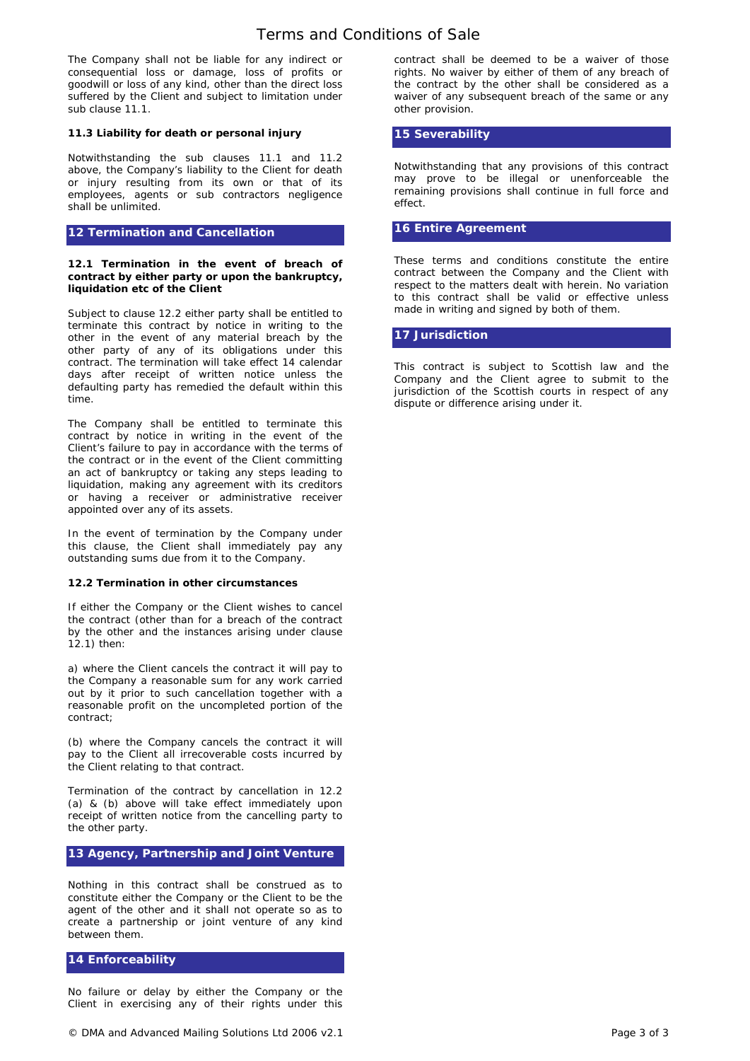The Company shall not be liable for any indirect or consequential loss or damage, loss of profits or goodwill or loss of any kind, other than the direct loss suffered by the Client and subject to limitation under sub clause 11.1.

**11.3 Liability for death or personal injury**

Notwithstanding the sub clauses 11.1 and 11.2 above, the Company's liability to the Client for death or injury resulting from its own or that of its employees, agents or sub contractors negligence shall be unlimited.

## 12 Termination and Cancellation

**12.1 Termination in the event of breach of contract by either party or upon the bankruptcy, liquidation etc of the Client**

Subject to clause 12.2 either party shall be entitled to terminate this contract by notice in writing to the other in the event of any material breach by the other party of any of its obligations under this contract. The termination will take effect 14 calendar days after receipt of written notice unless the defaulting party has remedied the default within this time.

The Company shall be entitled to terminate this contract by notice in writing in the event of the Client's failure to pay in accordance with the terms of the contract or in the event of the Client committing an act of bankruptcy or taking any steps leading to liquidation, making any agreement with its creditors or having a receiver or administrative receiver appointed over any of its assets.

In the event of termination by the Company under this clause, the Client shall immediately pay any outstanding sums due from it to the Company.

**12.2 Termination in other circumstances**

If either the Company or the Client wishes to cancel the contract (other than for a breach of the contract by the other and the instances arising under clause 12.1) then:

a) where the Client cancels the contract it will pay to the Company a reasonable sum for any work carried out by it prior to such cancellation together with a reasonable profit on the uncompleted portion of the contract;

(b) where the Company cancels the contract it will pay to the Client all irrecoverable costs incurred by the Client relating to that contract.

Termination of the contract by cancellation in 12.2 (a) & (b) above will take effect immediately upon receipt of written notice from the cancelling party to the other party.

## 13 Agency, Partnership and Joint Venture

Nothing in this contract shall be construed as to constitute either the Company or the Client to be the agent of the other and it shall not operate so as to create a partnership or joint venture of any kind between them.

## 14 Enforceability

No failure or delay by either the Company or the Client in exercising any of their rights under this contract shall be deemed to be a waiver of those rights. No waiver by either of them of any breach of the contract by the other shall be considered as a waiver of any subsequent breach of the same or any other provision.

## 15 Severability

Notwithstanding that any provisions of this contract may prove to be illegal or unenforceable the remaining provisions shall continue in full force and effect.

## 16 Entire Agreement

These terms and conditions constitute the entire contract between the Company and the Client with respect to the matters dealt with herein. No variation to this contract shall be valid or effective unless made in writing and signed by both of them.

## 17 Jurisdiction

This contract is subject to Scottish law and the Company and the Client agree to submit to the jurisdiction of the Scottish courts in respect of any dispute or difference arising under it.